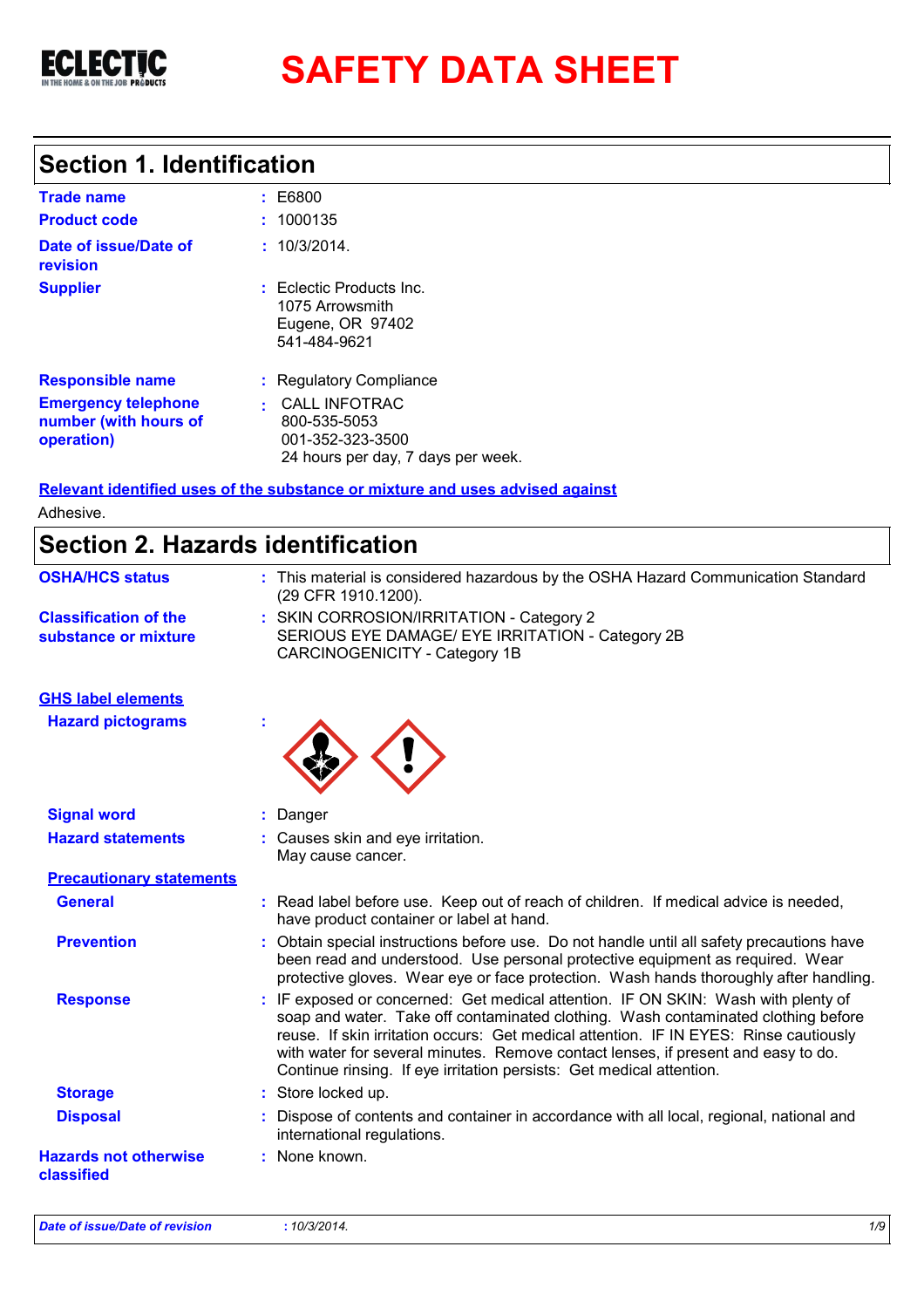**ECLECTIC** IN THE HOME & ON THE JOB PRODUCTS

# SAFETY DATA SHEET

## Section 1. Identification

| | | |
|---|---|---|
| **Trade name** | : | E6800 |
| **Product code** | : | 1000135 |
| **Date of issue/Date of revision** | : | 10/3/2014. |
| **Supplier** | : | Eclectic Products Inc.<br>1075 Arrowsmith<br>Eugene, OR 97402<br>541-484-9621 |
| **Responsible name** | : | Regulatory Compliance |
| **Emergency telephone number (with hours of operation)** | : | CALL INFOTRAC<br>800-535-5053<br>001-352-323-3500<br>24 hours per day, 7 days per week. |

**Relevant identified uses of the substance or mixture and uses advised against**

Adhesive.

## Section 2. Hazards identification

| | | |
|---|---|---|
| **OSHA/HCS status** | : | This material is considered hazardous by the OSHA Hazard Communication Standard (29 CFR 1910.1200). |
| **Classification of the substance or mixture** | : | SKIN CORROSION/IRRITATION - Category 2<br>SERIOUS EYE DAMAGE/ EYE IRRITATION - Category 2B<br>CARCINOGENICITY - Category 1B |

**GHS label elements**

| | | |
|---|---|---|
| **Hazard pictograms** | : | |
| **Signal word** | : | Danger |
| **Hazard statements** | : | Causes skin and eye irritation.<br>May cause cancer. |

**Precautionary statements**

| | | |
|---|---|---|
| **General** | : | Read label before use. Keep out of reach of children. If medical advice is needed, have product container or label at hand. |
| **Prevention** | : | Obtain special instructions before use. Do not handle until all safety precautions have been read and understood. Use personal protective equipment as required. Wear protective gloves. Wear eye or face protection. Wash hands thoroughly after handling. |
| **Response** | : | IF exposed or concerned: Get medical attention. IF ON SKIN: Wash with plenty of soap and water. Take off contaminated clothing. Wash contaminated clothing before reuse. If skin irritation occurs: Get medical attention. IF IN EYES: Rinse cautiously with water for several minutes. Remove contact lenses, if present and easy to do. Continue rinsing. If eye irritation persists: Get medical attention. |
| **Storage** | : | Store locked up. |
| **Disposal** | : | Dispose of contents and container in accordance with all local, regional, national and international regulations. |
| **Hazards not otherwise classified** | : | None known. |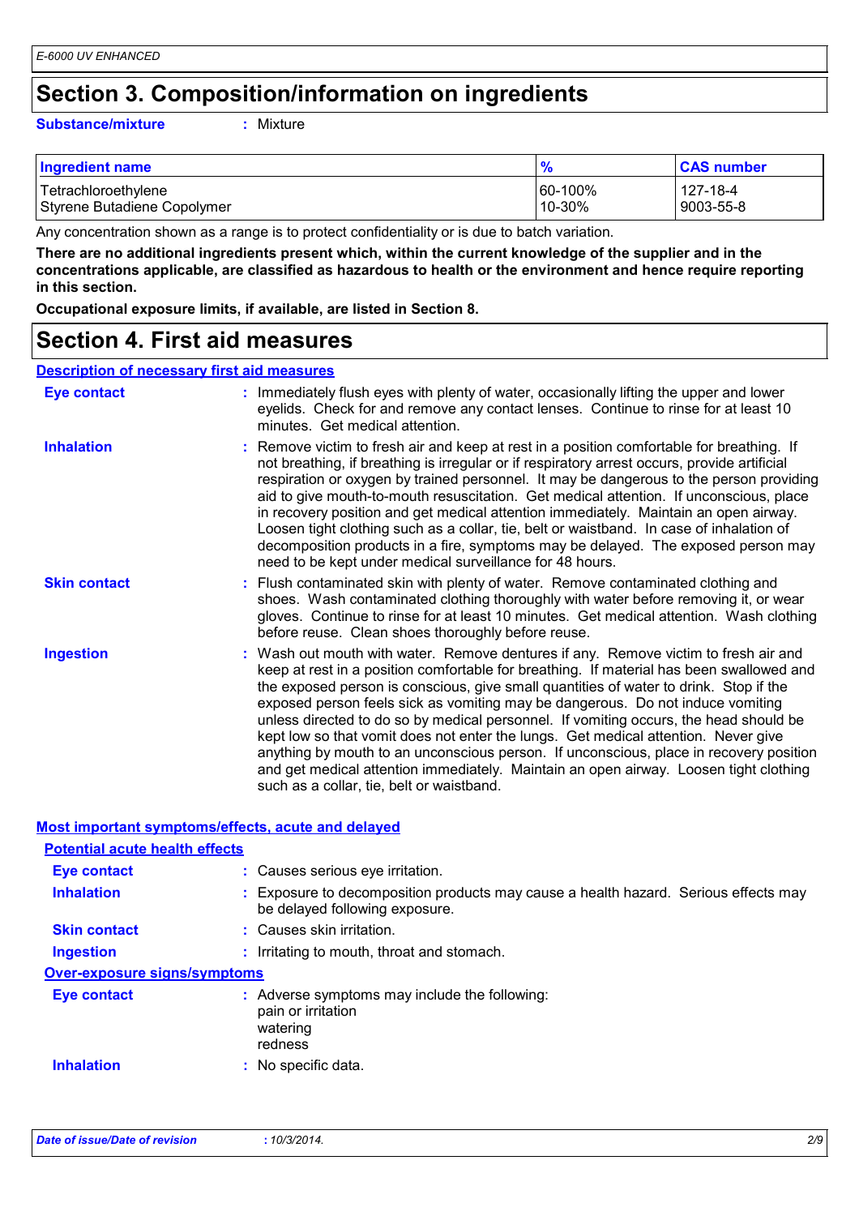## Section 3. Composition/information on ingredients

**Substance/mixture** : Mixture

| Ingredient name | % | CAS number |
|---|---|---|
| Tetrachloroethylene | 60-100% | 127-18-4 |
| Styrene Butadiene Copolymer | 10-30% | 9003-55-8 |

Any concentration shown as a range is to protect confidentiality or is due to batch variation.

**There are no additional ingredients present which, within the current knowledge of the supplier and in the concentrations applicable, are classified as hazardous to health or the environment and hence require reporting in this section.**

**Occupational exposure limits, if available, are listed in Section 8.**

## Section 4. First aid measures

### Description of necessary first aid measures

**Eye contact** : Immediately flush eyes with plenty of water, occasionally lifting the upper and lower eyelids. Check for and remove any contact lenses. Continue to rinse for at least 10 minutes. Get medical attention.

**Inhalation** : Remove victim to fresh air and keep at rest in a position comfortable for breathing. If not breathing, if breathing is irregular or if respiratory arrest occurs, provide artificial respiration or oxygen by trained personnel. It may be dangerous to the person providing aid to give mouth-to-mouth resuscitation. Get medical attention. If unconscious, place in recovery position and get medical attention immediately. Maintain an open airway. Loosen tight clothing such as a collar, tie, belt or waistband. In case of inhalation of decomposition products in a fire, symptoms may be delayed. The exposed person may need to be kept under medical surveillance for 48 hours.

**Skin contact** : Flush contaminated skin with plenty of water. Remove contaminated clothing and shoes. Wash contaminated clothing thoroughly with water before removing it, or wear gloves. Continue to rinse for at least 10 minutes. Get medical attention. Wash clothing before reuse. Clean shoes thoroughly before reuse.

**Ingestion** : Wash out mouth with water. Remove dentures if any. Remove victim to fresh air and keep at rest in a position comfortable for breathing. If material has been swallowed and the exposed person is conscious, give small quantities of water to drink. Stop if the exposed person feels sick as vomiting may be dangerous. Do not induce vomiting unless directed to do so by medical personnel. If vomiting occurs, the head should be kept low so that vomit does not enter the lungs. Get medical attention. Never give anything by mouth to an unconscious person. If unconscious, place in recovery position and get medical attention immediately. Maintain an open airway. Loosen tight clothing such as a collar, tie, belt or waistband.

### Most important symptoms/effects, acute and delayed

#### Potential acute health effects

**Eye contact** : Causes serious eye irritation.

**Inhalation** : Exposure to decomposition products may cause a health hazard. Serious effects may be delayed following exposure.

**Skin contact** : Causes skin irritation.

**Ingestion** : Irritating to mouth, throat and stomach.

#### Over-exposure signs/symptoms

**Eye contact** : Adverse symptoms may include the following:
pain or irritation
watering
redness

**Inhalation** : No specific data.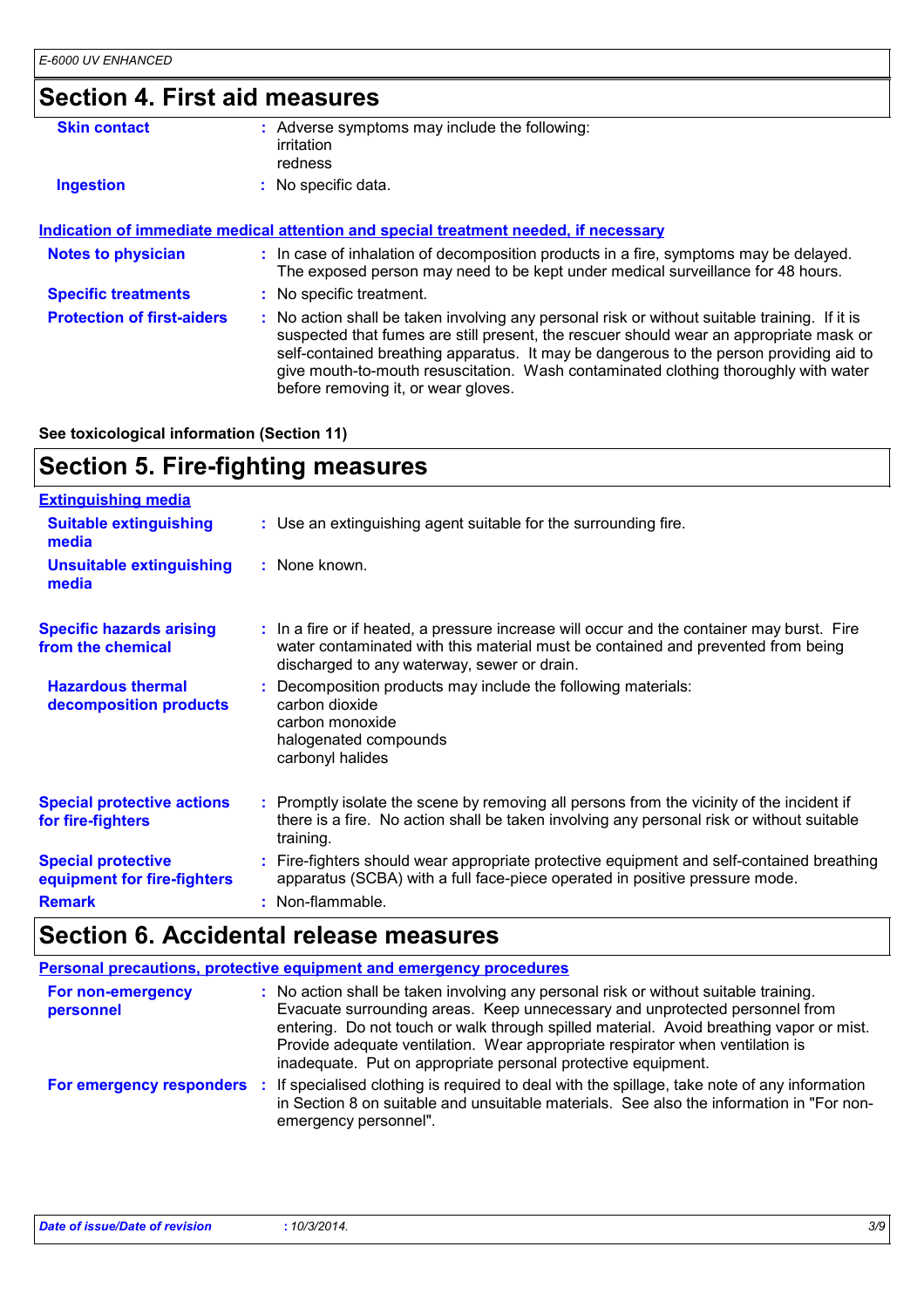## Section 4. First aid measures

**Skin contact** : Adverse symptoms may include the following:
irritation
redness

**Ingestion** : No specific data.

**Indication of immediate medical attention and special treatment needed, if necessary**

**Notes to physician** : In case of inhalation of decomposition products in a fire, symptoms may be delayed. The exposed person may need to be kept under medical surveillance for 48 hours.

**Specific treatments** : No specific treatment.

**Protection of first-aiders** : No action shall be taken involving any personal risk or without suitable training. If it is suspected that fumes are still present, the rescuer should wear an appropriate mask or self-contained breathing apparatus. It may be dangerous to the person providing aid to give mouth-to-mouth resuscitation. Wash contaminated clothing thoroughly with water before removing it, or wear gloves.

**See toxicological information (Section 11)**

## Section 5. Fire-fighting measures

**Extinguishing media**

**Suitable extinguishing media** : Use an extinguishing agent suitable for the surrounding fire.

**Unsuitable extinguishing media** : None known.

**Specific hazards arising from the chemical** : In a fire or if heated, a pressure increase will occur and the container may burst. Fire water contaminated with this material must be contained and prevented from being discharged to any waterway, sewer or drain.

**Hazardous thermal decomposition products** : Decomposition products may include the following materials:
carbon dioxide
carbon monoxide
halogenated compounds
carbonyl halides

**Special protective actions for fire-fighters** : Promptly isolate the scene by removing all persons from the vicinity of the incident if there is a fire. No action shall be taken involving any personal risk or without suitable training.

**Special protective equipment for fire-fighters** : Fire-fighters should wear appropriate protective equipment and self-contained breathing apparatus (SCBA) with a full face-piece operated in positive pressure mode.

**Remark** : Non-flammable.

## Section 6. Accidental release measures

**Personal precautions, protective equipment and emergency procedures**

**For non-emergency personnel** : No action shall be taken involving any personal risk or without suitable training. Evacuate surrounding areas. Keep unnecessary and unprotected personnel from entering. Do not touch or walk through spilled material. Avoid breathing vapor or mist. Provide adequate ventilation. Wear appropriate respirator when ventilation is inadequate. Put on appropriate personal protective equipment.

**For emergency responders** : If specialised clothing is required to deal with the spillage, take note of any information in Section 8 on suitable and unsuitable materials. See also the information in "For non-emergency personnel".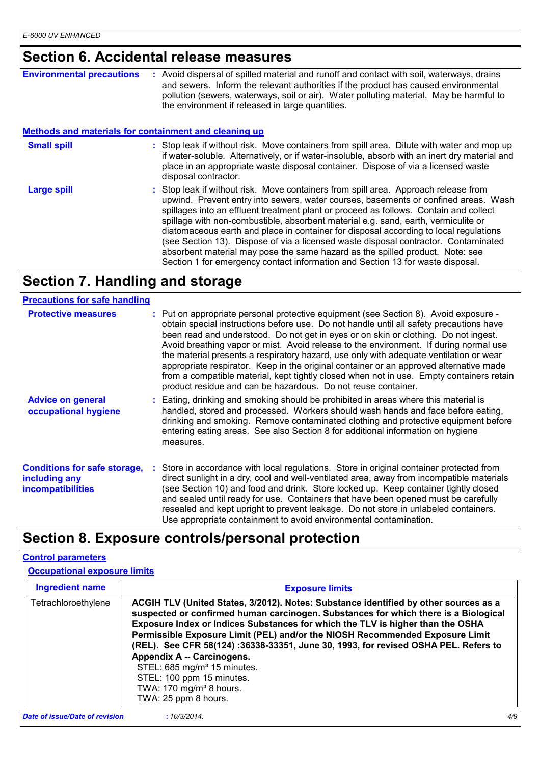## Section 6. Accidental release measures

**Environmental precautions** : Avoid dispersal of spilled material and runoff and contact with soil, waterways, drains and sewers. Inform the relevant authorities if the product has caused environmental pollution (sewers, waterways, soil or air). Water polluting material. May be harmful to the environment if released in large quantities.

### Methods and materials for containment and cleaning up

**Small spill** : Stop leak if without risk. Move containers from spill area. Dilute with water and mop up if water-soluble. Alternatively, or if water-insoluble, absorb with an inert dry material and place in an appropriate waste disposal container. Dispose of via a licensed waste disposal contractor.

**Large spill** : Stop leak if without risk. Move containers from spill area. Approach release from upwind. Prevent entry into sewers, water courses, basements or confined areas. Wash spillages into an effluent treatment plant or proceed as follows. Contain and collect spillage with non-combustible, absorbent material e.g. sand, earth, vermiculite or diatomaceous earth and place in container for disposal according to local regulations (see Section 13). Dispose of via a licensed waste disposal contractor. Contaminated absorbent material may pose the same hazard as the spilled product. Note: see Section 1 for emergency contact information and Section 13 for waste disposal.

## Section 7. Handling and storage

### Precautions for safe handling

**Protective measures** : Put on appropriate personal protective equipment (see Section 8). Avoid exposure - obtain special instructions before use. Do not handle until all safety precautions have been read and understood. Do not get in eyes or on skin or clothing. Do not ingest. Avoid breathing vapor or mist. Avoid release to the environment. If during normal use the material presents a respiratory hazard, use only with adequate ventilation or wear appropriate respirator. Keep in the original container or an approved alternative made from a compatible material, kept tightly closed when not in use. Empty containers retain product residue and can be hazardous. Do not reuse container.

**Advice on general occupational hygiene** : Eating, drinking and smoking should be prohibited in areas where this material is handled, stored and processed. Workers should wash hands and face before eating, drinking and smoking. Remove contaminated clothing and protective equipment before entering eating areas. See also Section 8 for additional information on hygiene measures.

**Conditions for safe storage, including any incompatibilities** : Store in accordance with local regulations. Store in original container protected from direct sunlight in a dry, cool and well-ventilated area, away from incompatible materials (see Section 10) and food and drink. Store locked up. Keep container tightly closed and sealed until ready for use. Containers that have been opened must be carefully resealed and kept upright to prevent leakage. Do not store in unlabeled containers. Use appropriate containment to avoid environmental contamination.

## Section 8. Exposure controls/personal protection

### Control parameters

#### Occupational exposure limits

| Ingredient name | Exposure limits |
|---|---|
| Tetrachloroethylene | **ACGIH TLV (United States, 3/2012). Notes: Substance identified by other sources as a suspected or confirmed human carcinogen. Substances for which there is a Biological Exposure Index or Indices Substances for which the TLV is higher than the OSHA Permissible Exposure Limit (PEL) and/or the NIOSH Recommended Exposure Limit (REL). See CFR 58(124) :36338-33351, June 30, 1993, for revised OSHA PEL. Refers to Appendix A -- Carcinogens.**<br>STEL: 685 mg/m³ 15 minutes.<br>STEL: 100 ppm 15 minutes.<br>TWA: 170 mg/m³ 8 hours.<br>TWA: 25 ppm 8 hours. |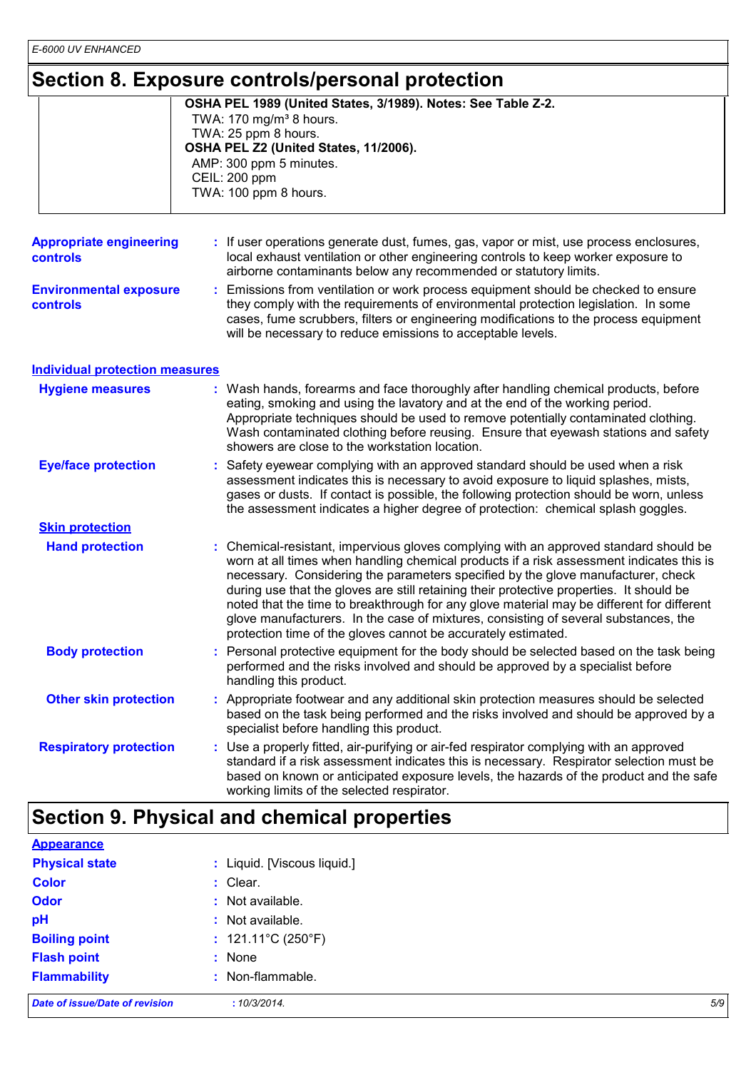# Section 8. Exposure controls/personal protection

| | |
|---|---|
| | **OSHA PEL 1989 (United States, 3/1989). Notes: See Table Z-2.**<br>TWA: 170 mg/m³ 8 hours.<br>TWA: 25 ppm 8 hours.<br>**OSHA PEL Z2 (United States, 11/2006).**<br>AMP: 300 ppm 5 minutes.<br>CEIL: 200 ppm<br>TWA: 100 ppm 8 hours. |

**Appropriate engineering controls** : If user operations generate dust, fumes, gas, vapor or mist, use process enclosures, local exhaust ventilation or other engineering controls to keep worker exposure to airborne contaminants below any recommended or statutory limits.

**Environmental exposure controls** : Emissions from ventilation or work process equipment should be checked to ensure they comply with the requirements of environmental protection legislation. In some cases, fume scrubbers, filters or engineering modifications to the process equipment will be necessary to reduce emissions to acceptable levels.

## Individual protection measures

**Hygiene measures** : Wash hands, forearms and face thoroughly after handling chemical products, before eating, smoking and using the lavatory and at the end of the working period. Appropriate techniques should be used to remove potentially contaminated clothing. Wash contaminated clothing before reusing. Ensure that eyewash stations and safety showers are close to the workstation location.

**Eye/face protection** : Safety eyewear complying with an approved standard should be used when a risk assessment indicates this is necessary to avoid exposure to liquid splashes, mists, gases or dusts. If contact is possible, the following protection should be worn, unless the assessment indicates a higher degree of protection: chemical splash goggles.

### Skin protection

**Hand protection** : Chemical-resistant, impervious gloves complying with an approved standard should be worn at all times when handling chemical products if a risk assessment indicates this is necessary. Considering the parameters specified by the glove manufacturer, check during use that the gloves are still retaining their protective properties. It should be noted that the time to breakthrough for any glove material may be different for different glove manufacturers. In the case of mixtures, consisting of several substances, the protection time of the gloves cannot be accurately estimated.

**Body protection** : Personal protective equipment for the body should be selected based on the task being performed and the risks involved and should be approved by a specialist before handling this product.

**Other skin protection** : Appropriate footwear and any additional skin protection measures should be selected based on the task being performed and the risks involved and should be approved by a specialist before handling this product.

**Respiratory protection** : Use a properly fitted, air-purifying or air-fed respirator complying with an approved standard if a risk assessment indicates this is necessary. Respirator selection must be based on known or anticipated exposure levels, the hazards of the product and the safe working limits of the selected respirator.

# Section 9. Physical and chemical properties

## Appearance

**Physical state** : Liquid. [Viscous liquid.]

**Color** : Clear.

**Odor** : Not available.

**pH** : Not available.

**Boiling point** : 121.11°C (250°F)

**Flash point** : None

**Flammability** : Non-flammable.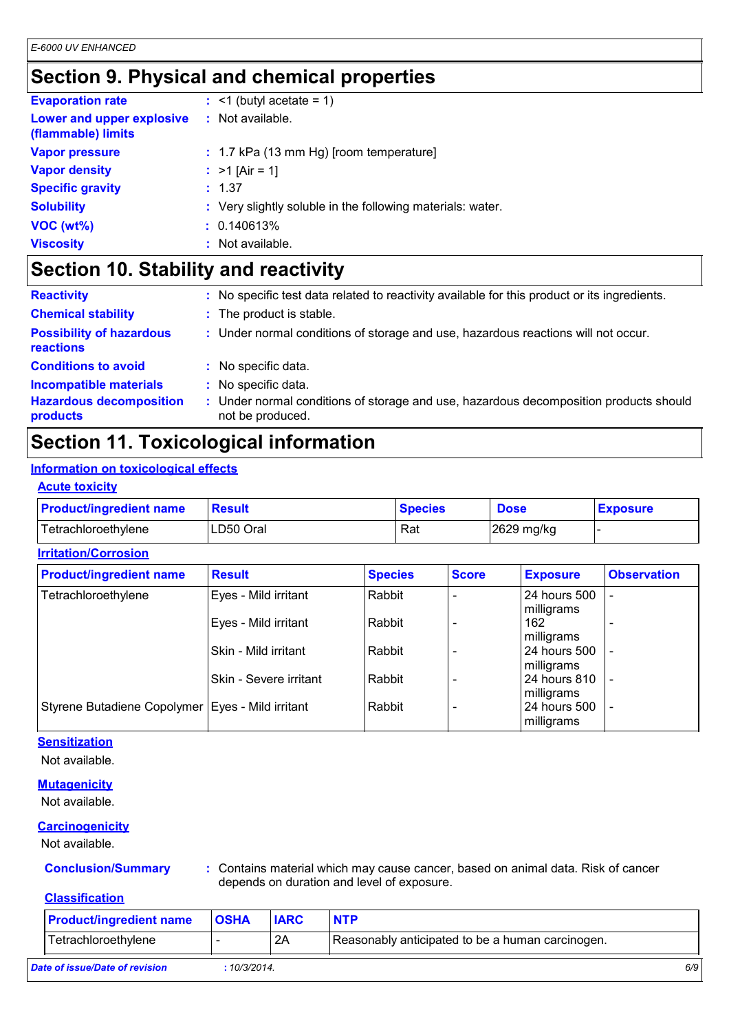## Section 9. Physical and chemical properties

| | |
|---|---|
| **Evaporation rate** | : <1 (butyl acetate = 1) |
| **Lower and upper explosive (flammable) limits** | : Not available. |
| **Vapor pressure** | : 1.7 kPa (13 mm Hg) [room temperature] |
| **Vapor density** | : >1 [Air = 1] |
| **Specific gravity** | : 1.37 |
| **Solubility** | : Very slightly soluble in the following materials: water. |
| **VOC (wt%)** | : 0.140613% |
| **Viscosity** | : Not available. |

## Section 10. Stability and reactivity

| | |
|---|---|
| **Reactivity** | : No specific test data related to reactivity available for this product or its ingredients. |
| **Chemical stability** | : The product is stable. |
| **Possibility of hazardous reactions** | : Under normal conditions of storage and use, hazardous reactions will not occur. |
| **Conditions to avoid** | : No specific data. |
| **Incompatible materials** | : No specific data. |
| **Hazardous decomposition products** | : Under normal conditions of storage and use, hazardous decomposition products should not be produced. |

## Section 11. Toxicological information

### Information on toxicological effects

#### Acute toxicity

| Product/ingredient name | Result | Species | Dose | Exposure |
|---|---|---|---|---|
| Tetrachloroethylene | LD50 Oral | Rat | 2629 mg/kg | - |

#### Irritation/Corrosion

| Product/ingredient name | Result | Species | Score | Exposure | Observation |
|---|---|---|---|---|---|
| Tetrachloroethylene | Eyes - Mild irritant | Rabbit | - | 24 hours 500 milligrams | - |
| | Eyes - Mild irritant | Rabbit | - | 162 milligrams | - |
| | Skin - Mild irritant | Rabbit | - | 24 hours 500 milligrams | - |
| | Skin - Severe irritant | Rabbit | - | 24 hours 810 milligrams | - |
| Styrene Butadiene Copolymer | Eyes - Mild irritant | Rabbit | - | 24 hours 500 milligrams | - |

#### Sensitization

Not available.

#### Mutagenicity

Not available.

#### Carcinogenicity

Not available.

**Conclusion/Summary** : Contains material which may cause cancer, based on animal data. Risk of cancer depends on duration and level of exposure.

#### Classification

| Product/ingredient name | OSHA | IARC | NTP |
|---|---|---|---|
| Tetrachloroethylene | - | 2A | Reasonably anticipated to be a human carcinogen. |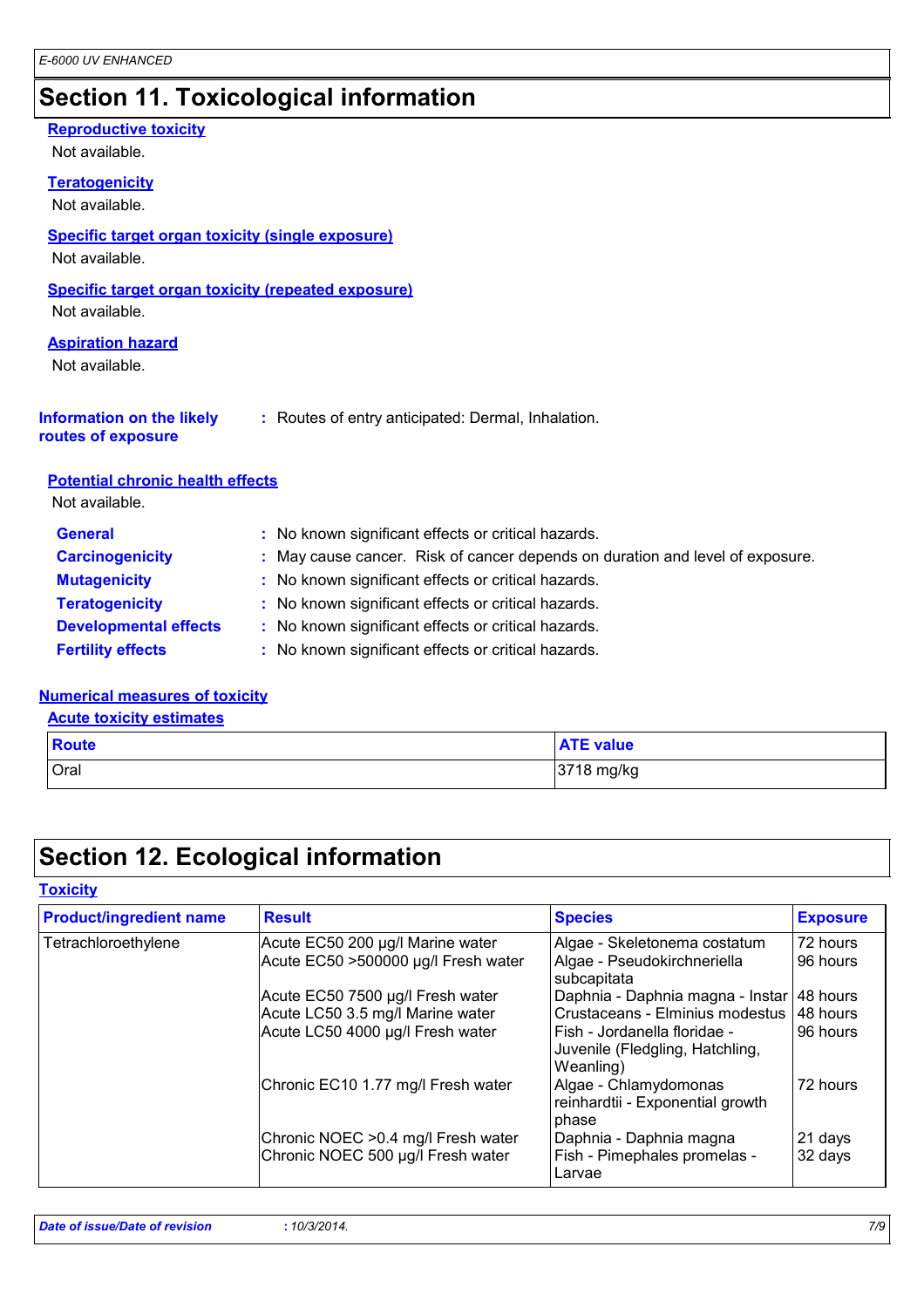## Section 11. Toxicological information

**Reproductive toxicity**

Not available.

**Teratogenicity**

Not available.

**Specific target organ toxicity (single exposure)**

Not available.

**Specific target organ toxicity (repeated exposure)**

Not available.

**Aspiration hazard**

Not available.

**Information on the likely routes of exposure** : Routes of entry anticipated: Dermal, Inhalation.

**Potential chronic health effects**

Not available.

**General** : No known significant effects or critical hazards.

**Carcinogenicity** : May cause cancer. Risk of cancer depends on duration and level of exposure.

**Mutagenicity** : No known significant effects or critical hazards.

**Teratogenicity** : No known significant effects or critical hazards.

**Developmental effects** : No known significant effects or critical hazards.

**Fertility effects** : No known significant effects or critical hazards.

**Numerical measures of toxicity**

**Acute toxicity estimates**

| Route | ATE value |
|---|---|
| Oral | 3718 mg/kg |

## Section 12. Ecological information

**Toxicity**

| Product/ingredient name | Result | Species | Exposure |
|---|---|---|---|
| Tetrachloroethylene | Acute EC50 200 µg/l Marine water | Algae - Skeletonema costatum | 72 hours |
| | Acute EC50 >500000 µg/l Fresh water | Algae - Pseudokirchneriella subcapitata | 96 hours |
| | Acute EC50 7500 µg/l Fresh water | Daphnia - Daphnia magna - Instar | 48 hours |
| | Acute LC50 3.5 mg/l Marine water | Crustaceans - Elminius modestus | 48 hours |
| | Acute LC50 4000 µg/l Fresh water | Fish - Jordanella floridae - Juvenile (Fledgling, Hatchling, Weanling) | 96 hours |
| | Chronic EC10 1.77 mg/l Fresh water | Algae - Chlamydomonas reinhardtii - Exponential growth phase | 72 hours |
| | Chronic NOEC >0.4 mg/l Fresh water | Daphnia - Daphnia magna | 21 days |
| | Chronic NOEC 500 µg/l Fresh water | Fish - Pimephales promelas - Larvae | 32 days |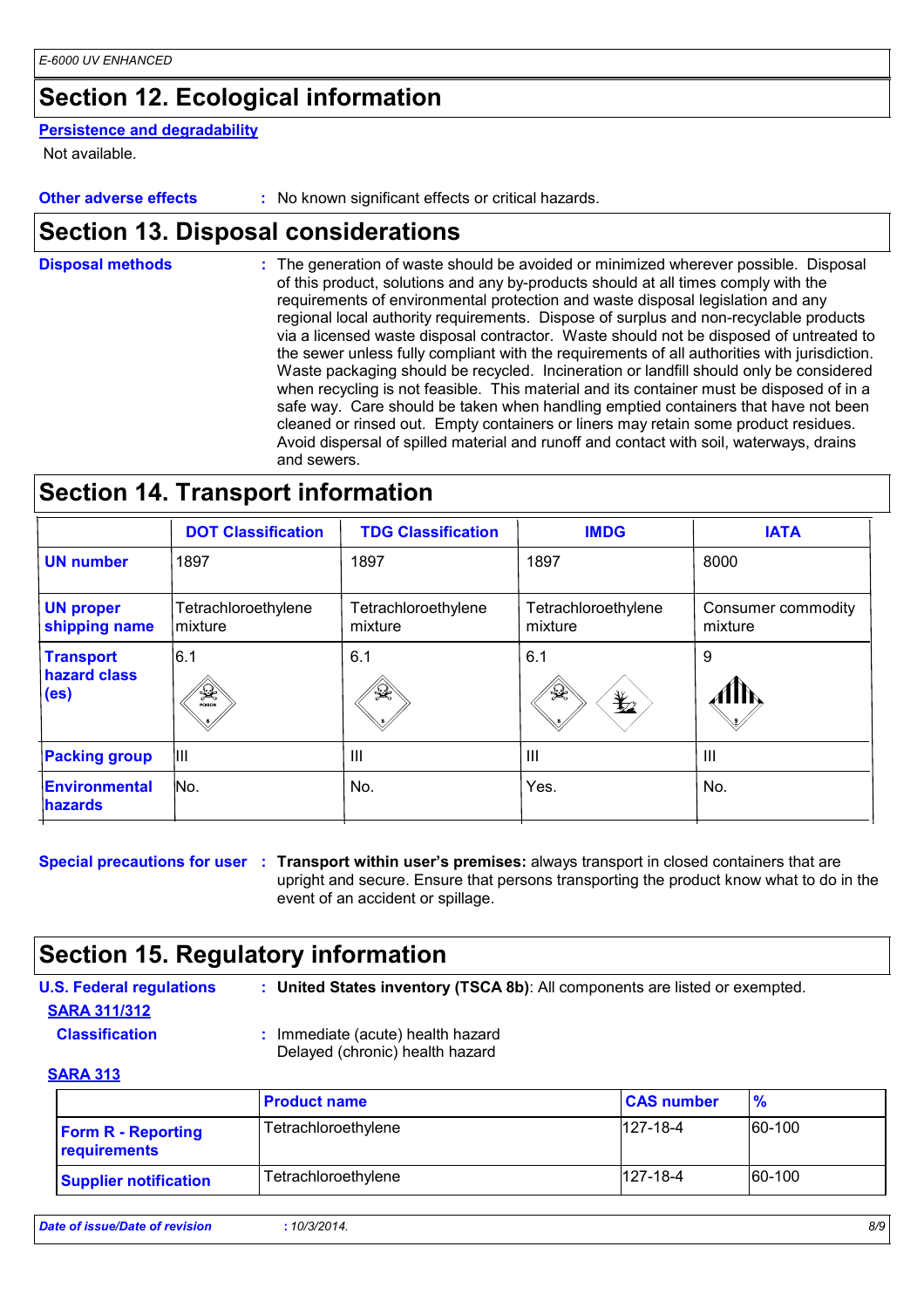## Section 12. Ecological information

**Persistence and degradability**

Not available.

**Other adverse effects** : No known significant effects or critical hazards.

## Section 13. Disposal considerations

**Disposal methods** : The generation of waste should be avoided or minimized wherever possible. Disposal of this product, solutions and any by-products should at all times comply with the requirements of environmental protection and waste disposal legislation and any regional local authority requirements. Dispose of surplus and non-recyclable products via a licensed waste disposal contractor. Waste should not be disposed of untreated to the sewer unless fully compliant with the requirements of all authorities with jurisdiction. Waste packaging should be recycled. Incineration or landfill should only be considered when recycling is not feasible. This material and its container must be disposed of in a safe way. Care should be taken when handling emptied containers that have not been cleaned or rinsed out. Empty containers or liners may retain some product residues. Avoid dispersal of spilled material and runoff and contact with soil, waterways, drains and sewers.

## Section 14. Transport information

| | DOT Classification | TDG Classification | IMDG | IATA |
|---|---|---|---|---|
| **UN number** | 1897 | 1897 | 1897 | 8000 |
| **UN proper shipping name** | Tetrachloroethylene mixture | Tetrachloroethylene mixture | Tetrachloroethylene mixture | Consumer commodity mixture |
| **Transport hazard class (es)** | 6.1 | 6.1 | 6.1 | 9 |
| **Packing group** | III | III | III | III |
| **Environmental hazards** | No. | No. | Yes. | No. |

**Special precautions for user** : **Transport within user's premises:** always transport in closed containers that are upright and secure. Ensure that persons transporting the product know what to do in the event of an accident or spillage.

## Section 15. Regulatory information

**U.S. Federal regulations** : **United States inventory (TSCA 8b)**: All components are listed or exempted.

**SARA 311/312**

**Classification** : Immediate (acute) health hazard
Delayed (chronic) health hazard

**SARA 313**

| | Product name | CAS number | % |
|---|---|---|---|
| **Form R - Reporting requirements** | Tetrachloroethylene | 127-18-4 | 60-100 |
| **Supplier notification** | Tetrachloroethylene | 127-18-4 | 60-100 |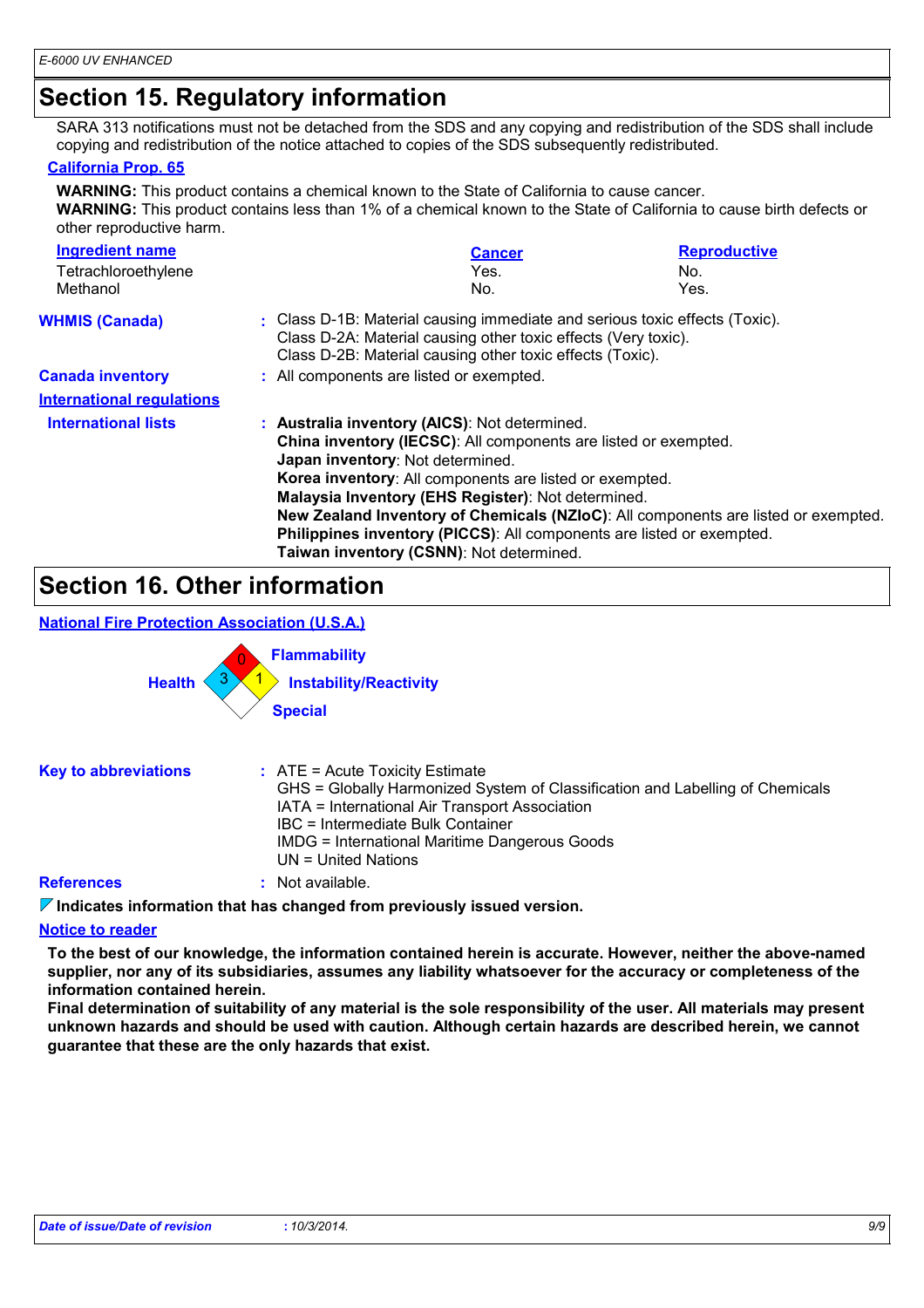# Section 15. Regulatory information

SARA 313 notifications must not be detached from the SDS and any copying and redistribution of the SDS shall include copying and redistribution of the notice attached to copies of the SDS subsequently redistributed.

**California Prop. 65**

**WARNING:** This product contains a chemical known to the State of California to cause cancer.
**WARNING:** This product contains less than 1% of a chemical known to the State of California to cause birth defects or other reproductive harm.

| Ingredient name | Cancer | Reproductive |
|---|---|---|
| Tetrachloroethylene | Yes. | No. |
| Methanol | No. | Yes. |

**WHMIS (Canada)** : Class D-1B: Material causing immediate and serious toxic effects (Toxic).
Class D-2A: Material causing other toxic effects (Very toxic).
Class D-2B: Material causing other toxic effects (Toxic).

**Canada inventory** : All components are listed or exempted.

**International regulations**

**International lists** : **Australia inventory (AICS)**: Not determined.
**China inventory (IECSC)**: All components are listed or exempted.
**Japan inventory**: Not determined.
**Korea inventory**: All components are listed or exempted.
**Malaysia Inventory (EHS Register)**: Not determined.
**New Zealand Inventory of Chemicals (NZIoC)**: All components are listed or exempted.
**Philippines inventory (PICCS)**: All components are listed or exempted.
**Taiwan inventory (CSNN)**: Not determined.

# Section 16. Other information

**National Fire Protection Association (U.S.A.)**

Flammability: 0
Health: 3
Instability/Reactivity: 1
Special

**Key to abbreviations** : ATE = Acute Toxicity Estimate
GHS = Globally Harmonized System of Classification and Labelling of Chemicals
IATA = International Air Transport Association
IBC = Intermediate Bulk Container
IMDG = International Maritime Dangerous Goods
UN = United Nations

**References** : Not available.

**Indicates information that has changed from previously issued version.**

**Notice to reader**

**To the best of our knowledge, the information contained herein is accurate. However, neither the above-named supplier, nor any of its subsidiaries, assumes any liability whatsoever for the accuracy or completeness of the information contained herein.**
**Final determination of suitability of any material is the sole responsibility of the user. All materials may present unknown hazards and should be used with caution. Although certain hazards are described herein, we cannot guarantee that these are the only hazards that exist.**

*Date of issue/Date of revision* : 10/3/2014.